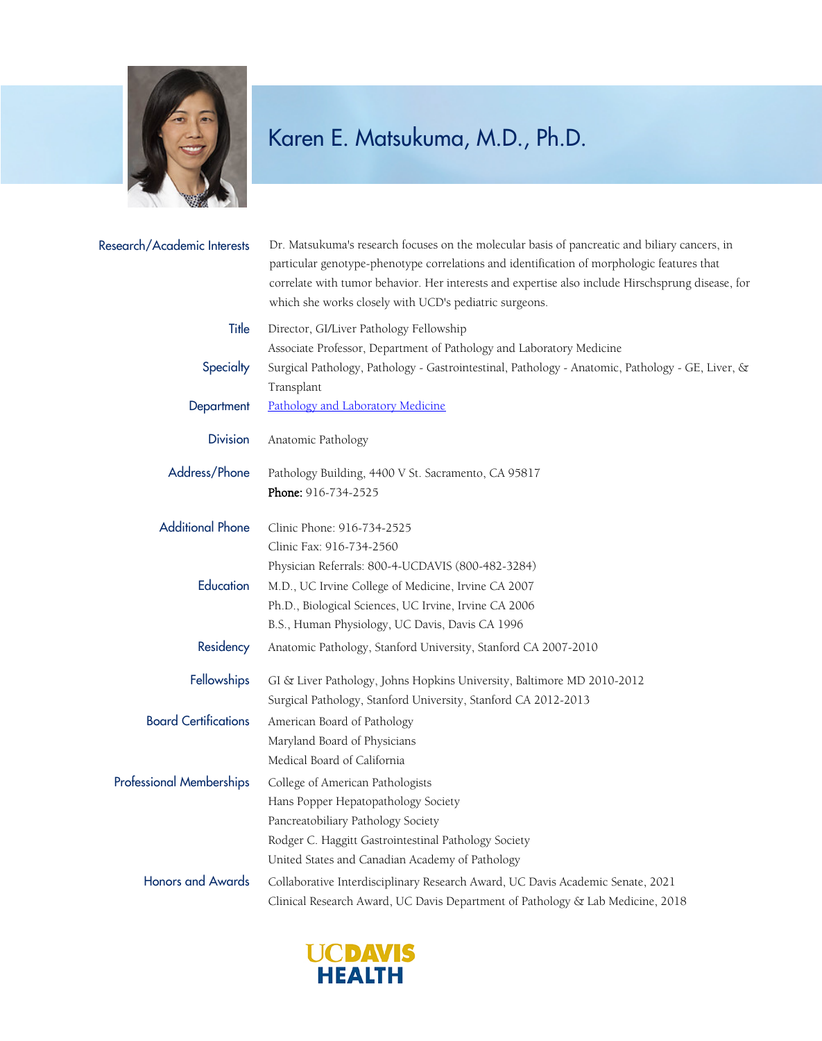# Karen E. Matsukuma, M.D., Ph.D.

**Research/Academic Interests**
Dr. Matsukuma's research focuses on the molecular basis of pancreatic and biliary cancers, in particular genotype-phenotype correlations and identification of morphologic features that correlate with tumor behavior. Her interests and expertise also include Hirschsprung disease, for which she works closely with UCD's pediatric surgeons.

**Title**
Director, GI/Liver Pathology Fellowship
Associate Professor, Department of Pathology and Laboratory Medicine

**Specialty**
Surgical Pathology, Pathology - Gastrointestinal, Pathology - Anatomic, Pathology - GE, Liver, & Transplant

**Department**
Pathology and Laboratory Medicine

**Division**
Anatomic Pathology

**Address/Phone**
Pathology Building, 4400 V St. Sacramento, CA 95817
**Phone:** 916-734-2525

**Additional Phone**
Clinic Phone: 916-734-2525
Clinic Fax: 916-734-2560
Physician Referrals: 800-4-UCDAVIS (800-482-3284)

**Education**
M.D., UC Irvine College of Medicine, Irvine CA 2007
Ph.D., Biological Sciences, UC Irvine, Irvine CA 2006
B.S., Human Physiology, UC Davis, Davis CA 1996

**Residency**
Anatomic Pathology, Stanford University, Stanford CA 2007-2010

**Fellowships**
GI & Liver Pathology, Johns Hopkins University, Baltimore MD 2010-2012
Surgical Pathology, Stanford University, Stanford CA 2012-2013

**Board Certifications**
American Board of Pathology
Maryland Board of Physicians
Medical Board of California

**Professional Memberships**
College of American Pathologists
Hans Popper Hepatopathology Society
Pancreatobiliary Pathology Society
Rodger C. Haggitt Gastrointestinal Pathology Society
United States and Canadian Academy of Pathology

**Honors and Awards**
Collaborative Interdisciplinary Research Award, UC Davis Academic Senate, 2021
Clinical Research Award, UC Davis Department of Pathology & Lab Medicine, 2018

UC DAVIS HEALTH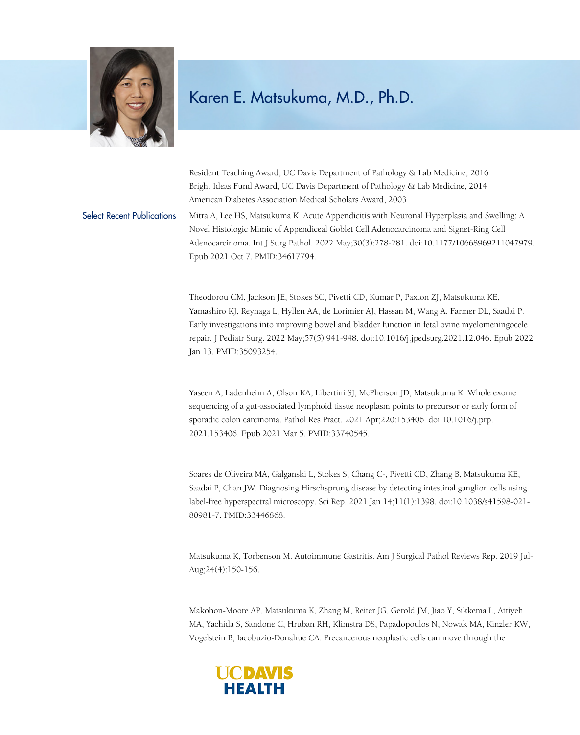# Karen E. Matsukuma, M.D., Ph.D.

Resident Teaching Award, UC Davis Department of Pathology & Lab Medicine, 2016
Bright Ideas Fund Award, UC Davis Department of Pathology & Lab Medicine, 2014
American Diabetes Association Medical Scholars Award, 2003

## Select Recent Publications

Mitra A, Lee HS, Matsukuma K. Acute Appendicitis with Neuronal Hyperplasia and Swelling: A Novel Histologic Mimic of Appendiceal Goblet Cell Adenocarcinoma and Signet-Ring Cell Adenocarcinoma. Int J Surg Pathol. 2022 May;30(3):278-281. doi:10.1177/10668969211047979. Epub 2021 Oct 7. PMID:34617794.

Theodorou CM, Jackson JE, Stokes SC, Pivetti CD, Kumar P, Paxton ZJ, Matsukuma KE, Yamashiro KJ, Reynaga L, Hyllen AA, de Lorimier AJ, Hassan M, Wang A, Farmer DL, Saadai P. Early investigations into improving bowel and bladder function in fetal ovine myelomeningocele repair. J Pediatr Surg. 2022 May;57(5):941-948. doi:10.1016/j.jpedsurg.2021.12.046. Epub 2022 Jan 13. PMID:35093254.

Yaseen A, Ladenheim A, Olson KA, Libertini SJ, McPherson JD, Matsukuma K. Whole exome sequencing of a gut-associated lymphoid tissue neoplasm points to precursor or early form of sporadic colon carcinoma. Pathol Res Pract. 2021 Apr;220:153406. doi:10.1016/j.prp. 2021.153406. Epub 2021 Mar 5. PMID:33740545.

Soares de Oliveira MA, Galganski L, Stokes S, Chang C-, Pivetti CD, Zhang B, Matsukuma KE, Saadai P, Chan JW. Diagnosing Hirschsprung disease by detecting intestinal ganglion cells using label-free hyperspectral microscopy. Sci Rep. 2021 Jan 14;11(1):1398. doi:10.1038/s41598-021-80981-7. PMID:33446868.

Matsukuma K, Torbenson M. Autoimmune Gastritis. Am J Surgical Pathol Reviews Rep. 2019 Jul-Aug;24(4):150-156.

Makohon-Moore AP, Matsukuma K, Zhang M, Reiter JG, Gerold JM, Jiao Y, Sikkema L, Attiyeh MA, Yachida S, Sandone C, Hruban RH, Klimstra DS, Papadopoulos N, Nowak MA, Kinzler KW, Vogelstein B, Iacobuzio-Donahue CA. Precancerous neoplastic cells can move through the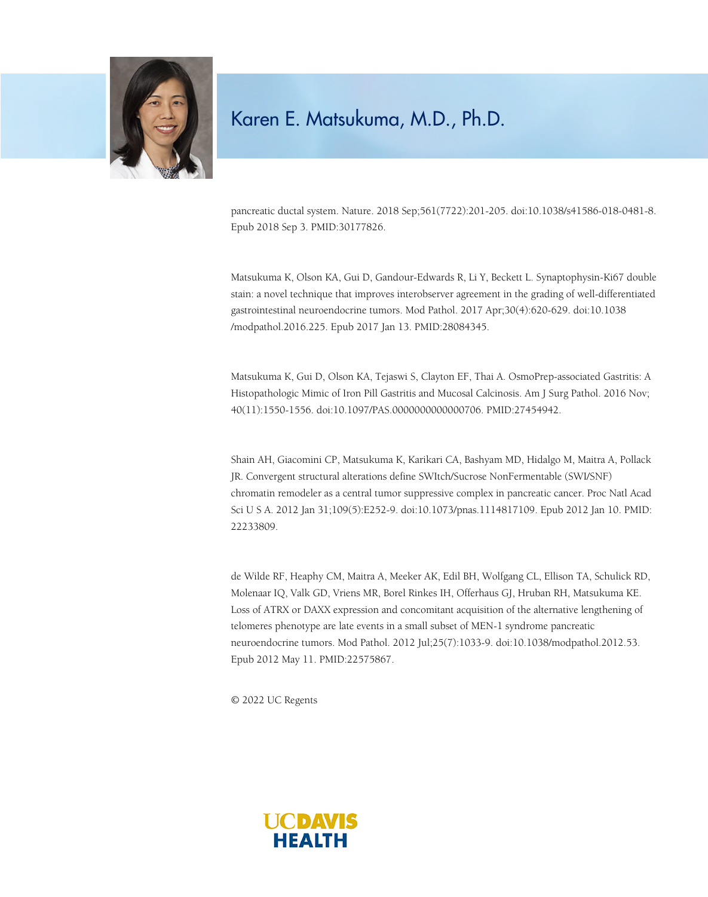pancreatic ductal system. Nature. 2018 Sep;561(7722):201-205. doi:10.1038/s41586-018-0481-8. Epub 2018 Sep 3. PMID:30177826.

Matsukuma K, Olson KA, Gui D, Gandour-Edwards R, Li Y, Beckett L. Synaptophysin-Ki67 double stain: a novel technique that improves interobserver agreement in the grading of well-differentiated gastrointestinal neuroendocrine tumors. Mod Pathol. 2017 Apr;30(4):620-629. doi:10.1038 /modpathol.2016.225. Epub 2017 Jan 13. PMID:28084345.

Matsukuma K, Gui D, Olson KA, Tejaswi S, Clayton EF, Thai A. OsmoPrep-associated Gastritis: A Histopathologic Mimic of Iron Pill Gastritis and Mucosal Calcinosis. Am J Surg Pathol. 2016 Nov; 40(11):1550-1556. doi:10.1097/PAS.0000000000000706. PMID:27454942.

Shain AH, Giacomini CP, Matsukuma K, Karikari CA, Bashyam MD, Hidalgo M, Maitra A, Pollack JR. Convergent structural alterations define SWItch/Sucrose NonFermentable (SWI/SNF) chromatin remodeler as a central tumor suppressive complex in pancreatic cancer. Proc Natl Acad Sci U S A. 2012 Jan 31;109(5):E252-9. doi:10.1073/pnas.1114817109. Epub 2012 Jan 10. PMID: 22233809.

de Wilde RF, Heaphy CM, Maitra A, Meeker AK, Edil BH, Wolfgang CL, Ellison TA, Schulick RD, Molenaar IQ, Valk GD, Vriens MR, Borel Rinkes IH, Offerhaus GJ, Hruban RH, Matsukuma KE. Loss of ATRX or DAXX expression and concomitant acquisition of the alternative lengthening of telomeres phenotype are late events in a small subset of MEN-1 syndrome pancreatic neuroendocrine tumors. Mod Pathol. 2012 Jul;25(7):1033-9. doi:10.1038/modpathol.2012.53. Epub 2012 May 11. PMID:22575867.

© 2022 UC Regents